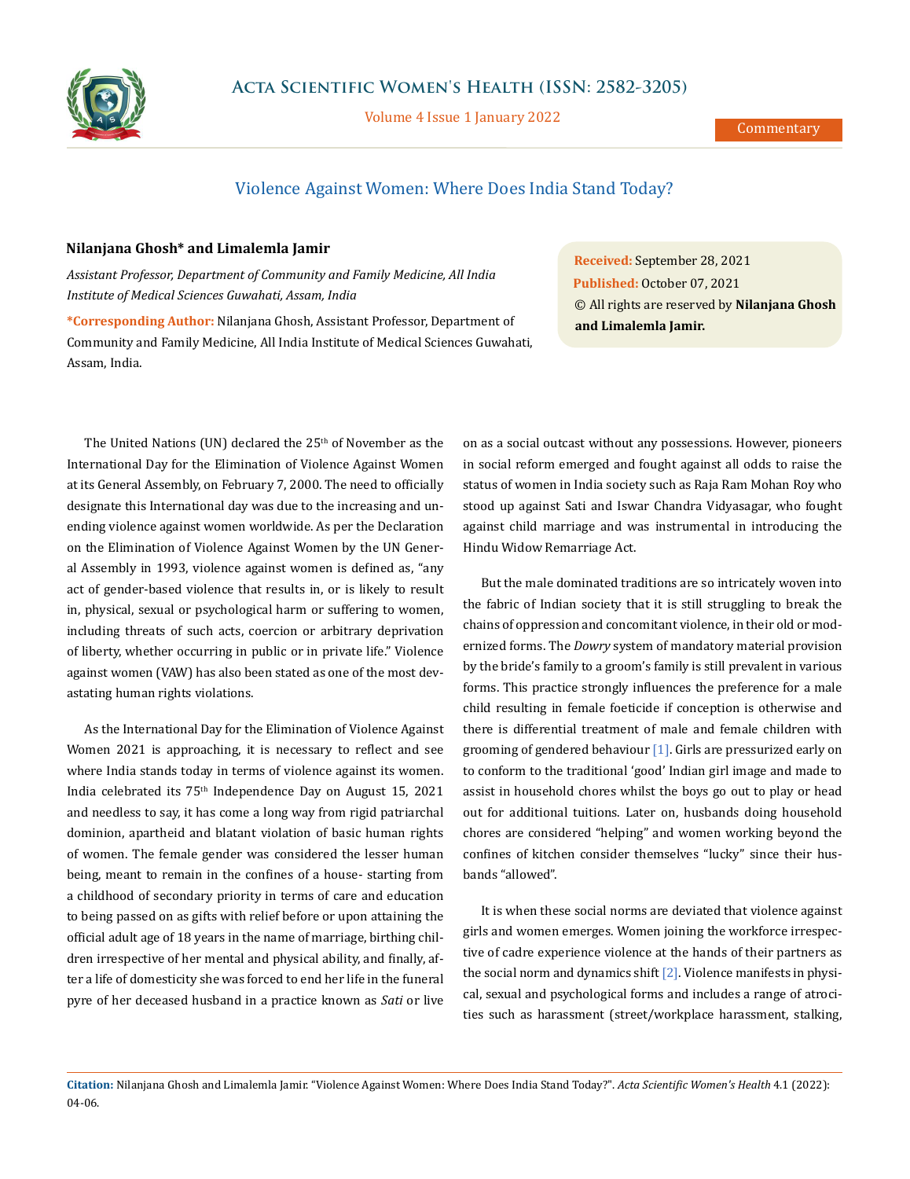# Violence Against Women: Where Does India Stand Today?

**Nilanjana Ghosh* and Limalemla Jamir**

*Assistant Professor, Department of Community and Family Medicine, All India Institute of Medical Sciences Guwahati, Assam, India*

**\*Corresponding Author:** Nilanjana Ghosh, Assistant Professor, Department of Community and Family Medicine, All India Institute of Medical Sciences Guwahati, Assam, India.

**Received:** September 28, 2021
**Published:** October 07, 2021
© All rights are reserved by **Nilanjana Ghosh and Limalemla Jamir.**

The United Nations (UN) declared the 25th of November as the International Day for the Elimination of Violence Against Women at its General Assembly, on February 7, 2000. The need to officially designate this International day was due to the increasing and unending violence against women worldwide. As per the Declaration on the Elimination of Violence Against Women by the UN General Assembly in 1993, violence against women is defined as, "any act of gender-based violence that results in, or is likely to result in, physical, sexual or psychological harm or suffering to women, including threats of such acts, coercion or arbitrary deprivation of liberty, whether occurring in public or in private life." Violence against women (VAW) has also been stated as one of the most devastating human rights violations.

As the International Day for the Elimination of Violence Against Women 2021 is approaching, it is necessary to reflect and see where India stands today in terms of violence against its women. India celebrated its 75th Independence Day on August 15, 2021 and needless to say, it has come a long way from rigid patriarchal dominion, apartheid and blatant violation of basic human rights of women. The female gender was considered the lesser human being, meant to remain in the confines of a house- starting from a childhood of secondary priority in terms of care and education to being passed on as gifts with relief before or upon attaining the official adult age of 18 years in the name of marriage, birthing children irrespective of her mental and physical ability, and finally, after a life of domesticity she was forced to end her life in the funeral pyre of her deceased husband in a practice known as *Sati* or live on as a social outcast without any possessions. However, pioneers in social reform emerged and fought against all odds to raise the status of women in India society such as Raja Ram Mohan Roy who stood up against Sati and Iswar Chandra Vidyasagar, who fought against child marriage and was instrumental in introducing the Hindu Widow Remarriage Act.

But the male dominated traditions are so intricately woven into the fabric of Indian society that it is still struggling to break the chains of oppression and concomitant violence, in their old or modernized forms. The *Dowry* system of mandatory material provision by the bride's family to a groom's family is still prevalent in various forms. This practice strongly influences the preference for a male child resulting in female foeticide if conception is otherwise and there is differential treatment of male and female children with grooming of gendered behaviour [1]. Girls are pressurized early on to conform to the traditional 'good' Indian girl image and made to assist in household chores whilst the boys go out to play or head out for additional tuitions. Later on, husbands doing household chores are considered "helping" and women working beyond the confines of kitchen consider themselves "lucky" since their husbands "allowed".

It is when these social norms are deviated that violence against girls and women emerges. Women joining the workforce irrespective of cadre experience violence at the hands of their partners as the social norm and dynamics shift [2]. Violence manifests in physical, sexual and psychological forms and includes a range of atrocities such as harassment (street/workplace harassment, stalking,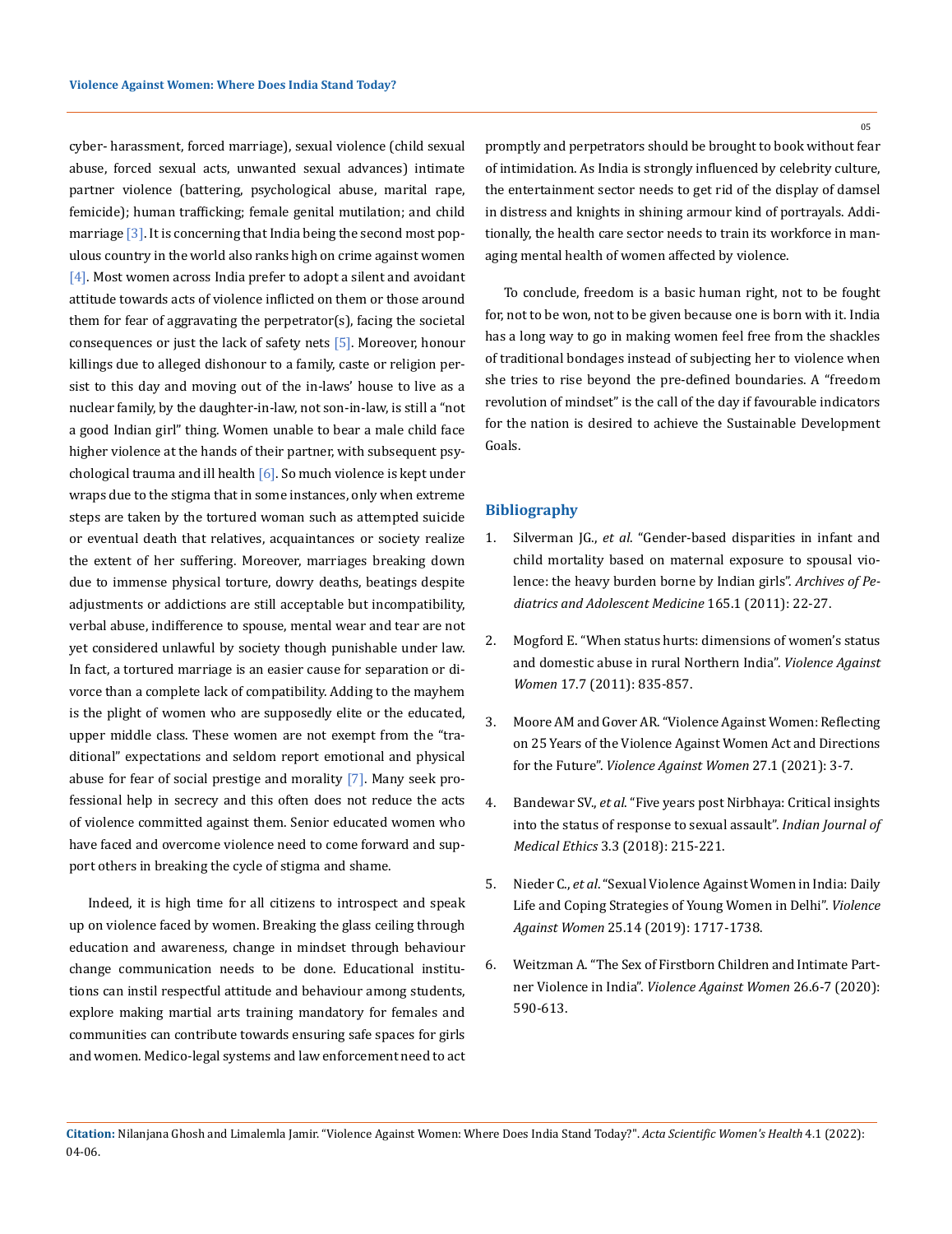cyber- harassment, forced marriage), sexual violence (child sexual abuse, forced sexual acts, unwanted sexual advances) intimate partner violence (battering, psychological abuse, marital rape, femicide); human trafficking; female genital mutilation; and child marriage [3]. It is concerning that India being the second most populous country in the world also ranks high on crime against women [4]. Most women across India prefer to adopt a silent and avoidant attitude towards acts of violence inflicted on them or those around them for fear of aggravating the perpetrator(s), facing the societal consequences or just the lack of safety nets [5]. Moreover, honour killings due to alleged dishonour to a family, caste or religion persist to this day and moving out of the in-laws' house to live as a nuclear family, by the daughter-in-law, not son-in-law, is still a "not a good Indian girl" thing. Women unable to bear a male child face higher violence at the hands of their partner, with subsequent psychological trauma and ill health [6]. So much violence is kept under wraps due to the stigma that in some instances, only when extreme steps are taken by the tortured woman such as attempted suicide or eventual death that relatives, acquaintances or society realize the extent of her suffering. Moreover, marriages breaking down due to immense physical torture, dowry deaths, beatings despite adjustments or addictions are still acceptable but incompatibility, verbal abuse, indifference to spouse, mental wear and tear are not yet considered unlawful by society though punishable under law. In fact, a tortured marriage is an easier cause for separation or divorce than a complete lack of compatibility. Adding to the mayhem is the plight of women who are supposedly elite or the educated, upper middle class. These women are not exempt from the "traditional" expectations and seldom report emotional and physical abuse for fear of social prestige and morality [7]. Many seek professional help in secrecy and this often does not reduce the acts of violence committed against them. Senior educated women who have faced and overcome violence need to come forward and support others in breaking the cycle of stigma and shame.

Indeed, it is high time for all citizens to introspect and speak up on violence faced by women. Breaking the glass ceiling through education and awareness, change in mindset through behaviour change communication needs to be done. Educational institutions can instil respectful attitude and behaviour among students, explore making martial arts training mandatory for females and communities can contribute towards ensuring safe spaces for girls and women. Medico-legal systems and law enforcement need to act promptly and perpetrators should be brought to book without fear of intimidation. As India is strongly influenced by celebrity culture, the entertainment sector needs to get rid of the display of damsel in distress and knights in shining armour kind of portrayals. Additionally, the health care sector needs to train its workforce in managing mental health of women affected by violence.

To conclude, freedom is a basic human right, not to be fought for, not to be won, not to be given because one is born with it. India has a long way to go in making women feel free from the shackles of traditional bondages instead of subjecting her to violence when she tries to rise beyond the pre-defined boundaries. A "freedom revolution of mindset" is the call of the day if favourable indicators for the nation is desired to achieve the Sustainable Development Goals.

## Bibliography

1. Silverman JG., *et al*. "Gender-based disparities in infant and child mortality based on maternal exposure to spousal violence: the heavy burden borne by Indian girls". *Archives of Pediatrics and Adolescent Medicine* 165.1 (2011): 22-27.
2. Mogford E. "When status hurts: dimensions of women's status and domestic abuse in rural Northern India". *Violence Against Women* 17.7 (2011): 835-857.
3. Moore AM and Gover AR. "Violence Against Women: Reflecting on 25 Years of the Violence Against Women Act and Directions for the Future". *Violence Against Women* 27.1 (2021): 3-7.
4. Bandewar SV., *et al*. "Five years post Nirbhaya: Critical insights into the status of response to sexual assault". *Indian Journal of Medical Ethics* 3.3 (2018): 215-221.
5. Nieder C., *et al*. "Sexual Violence Against Women in India: Daily Life and Coping Strategies of Young Women in Delhi". *Violence Against Women* 25.14 (2019): 1717-1738.
6. Weitzman A. "The Sex of Firstborn Children and Intimate Partner Violence in India". *Violence Against Women* 26.6-7 (2020): 590-613.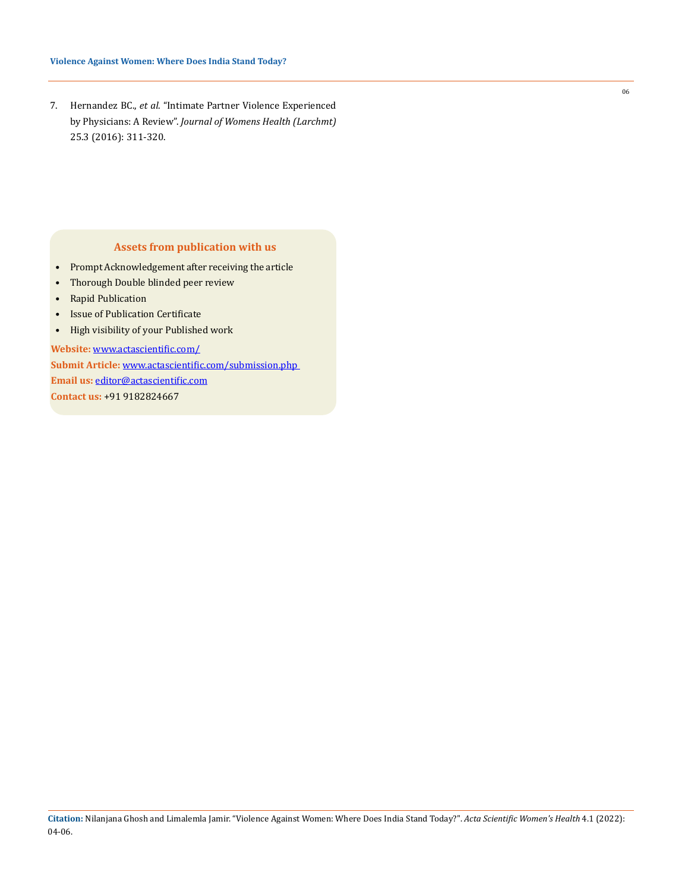7. Hernandez BC., *et al*. "Intimate Partner Violence Experienced by Physicians: A Review". *Journal of Womens Health (Larchmt)* 25.3 (2016): 311-320.

### Assets from publication with us

- Prompt Acknowledgement after receiving the article
- Thorough Double blinded peer review
- Rapid Publication
- Issue of Publication Certificate
- High visibility of your Published work

**Website:** www.actascientific.com/

**Submit Article:** www.actascientific.com/submission.php

**Email us:** editor@actascientific.com

**Contact us:** +91 9182824667